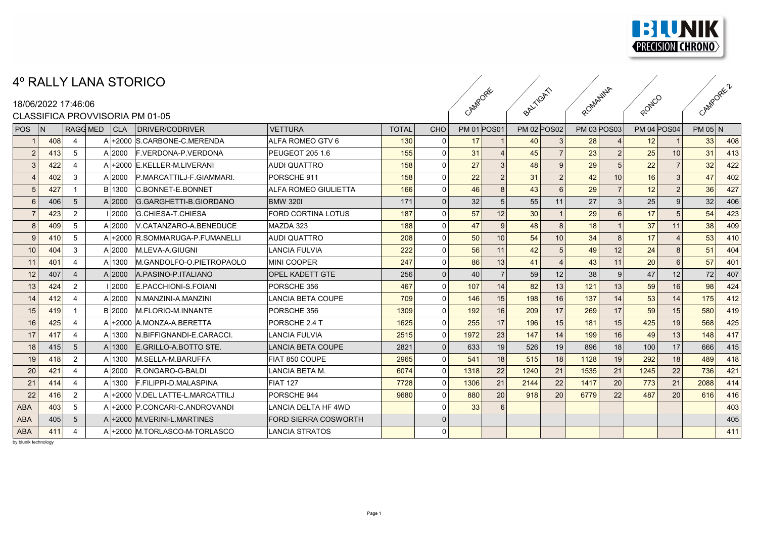BLUNIK PRECISION CHRONO

# 4º RALLY LANA STORICO

18/06/2022 17:46:06

CLASSIFICA PROVVISORIA PM 01-05

| POS | N | RAGG | MED | CLA | DRIVER/CODRIVER | VETTURA | TOTAL | CHO | PM 01 (CAMPORE) | POS01 | PM 02 (BALTIGATI) | POS02 | PM 03 (ROMANINA) | POS03 | PM 04 (RONCO) | POS04 | PM 05 (CAMPORE 2) | N |
|---|---|---|---|---|---|---|---|---|---|---|---|---|---|---|---|---|---|---|
| 1 | 408 | 4 | A | +2000 | S.CARBONE-C.MERENDA | ALFA ROMEO GTV 6 | 130 | 0 | 17 | 1 | 40 | 3 | 28 | 4 | 12 | 1 | 33 | 408 |
| 2 | 413 | 5 | A | 2000 | F.VERDONA-P.VERDONA | PEUGEOT 205 1.6 | 155 | 0 | 31 | 4 | 45 | 7 | 23 | 2 | 25 | 10 | 31 | 413 |
| 3 | 422 | 4 | A | +2000 | E.KELLER-M.LIVERANI | AUDI QUATTRO | 158 | 0 | 27 | 3 | 48 | 9 | 29 | 5 | 22 | 7 | 32 | 422 |
| 4 | 402 | 3 | A | 2000 | P.MARCATTILJ-F.GIAMMARI. | PORSCHE 911 | 158 | 0 | 22 | 2 | 31 | 2 | 42 | 10 | 16 | 3 | 47 | 402 |
| 5 | 427 | 1 | B | 1300 | C.BONNET-E.BONNET | ALFA ROMEO GIULIETTA | 166 | 0 | 46 | 8 | 43 | 6 | 29 | 7 | 12 | 2 | 36 | 427 |
| 6 | 406 | 5 | A | 2000 | G.GARGHETTI-B.GIORDANO | BMW 320I | 171 | 0 | 32 | 5 | 55 | 11 | 27 | 3 | 25 | 9 | 32 | 406 |
| 7 | 423 | 2 | I | 2000 | G.CHIESA-T.CHIESA | FORD CORTINA LOTUS | 187 | 0 | 57 | 12 | 30 | 1 | 29 | 6 | 17 | 5 | 54 | 423 |
| 8 | 409 | 5 | A | 2000 | V.CATANZARO-A.BENEDUCE | MAZDA 323 | 188 | 0 | 47 | 9 | 48 | 8 | 18 | 1 | 37 | 11 | 38 | 409 |
| 9 | 410 | 5 | A | +2000 | R.SOMMARUGA-P.FUMANELLI | AUDI QUATTRO | 208 | 0 | 50 | 10 | 54 | 10 | 34 | 8 | 17 | 4 | 53 | 410 |
| 10 | 404 | 3 | A | 2000 | M.LEVA-A.GIUGNI | LANCIA FULVIA | 222 | 0 | 56 | 11 | 42 | 5 | 49 | 12 | 24 | 8 | 51 | 404 |
| 11 | 401 | 4 | A | 1300 | M.GANDOLFO-O.PIETROPAOLO | MINI COOPER | 247 | 0 | 86 | 13 | 41 | 4 | 43 | 11 | 20 | 6 | 57 | 401 |
| 12 | 407 | 4 | A | 2000 | A.PASINO-P.ITALIANO | OPEL KADETT GTE | 256 | 0 | 40 | 7 | 59 | 12 | 38 | 9 | 47 | 12 | 72 | 407 |
| 13 | 424 | 2 | I | 2000 | E.PACCHIONI-S.FOIANI | PORSCHE 356 | 467 | 0 | 107 | 14 | 82 | 13 | 121 | 13 | 59 | 16 | 98 | 424 |
| 14 | 412 | 4 | A | 2000 | N.MANZINI-A.MANZINI | LANCIA BETA COUPE | 709 | 0 | 146 | 15 | 198 | 16 | 137 | 14 | 53 | 14 | 175 | 412 |
| 15 | 419 | 1 | B | 2000 | M.FLORIO-M.INNANTE | PORSCHE 356 | 1309 | 0 | 192 | 16 | 209 | 17 | 269 | 17 | 59 | 15 | 580 | 419 |
| 16 | 425 | 4 | A | +2000 | A.MONZA-A.BERETTA | PORSCHE 2.4 T | 1625 | 0 | 255 | 17 | 196 | 15 | 181 | 15 | 425 | 19 | 568 | 425 |
| 17 | 417 | 4 | A | 1300 | N.BIFFIGNANDI-E.CARACCI. | LANCIA FULVIA | 2515 | 0 | 1972 | 23 | 147 | 14 | 199 | 16 | 49 | 13 | 148 | 417 |
| 18 | 415 | 5 | A | 1300 | E.GRILLO-A.BOTTO STE. | LANCIA BETA COUPE | 2821 | 0 | 633 | 19 | 526 | 19 | 896 | 18 | 100 | 17 | 666 | 415 |
| 19 | 418 | 2 | A | 1300 | M.SELLA-M.BARUFFA | FIAT 850 COUPE | 2965 | 0 | 541 | 18 | 515 | 18 | 1128 | 19 | 292 | 18 | 489 | 418 |
| 20 | 421 | 4 | A | 2000 | R.ONGARO-G-BALDI | LANCIA BETA M. | 6074 | 0 | 1318 | 22 | 1240 | 21 | 1535 | 21 | 1245 | 22 | 736 | 421 |
| 21 | 414 | 4 | A | 1300 | F.FILIPPI-D.MALASPINA | FIAT 127 | 7728 | 0 | 1306 | 21 | 2144 | 22 | 1417 | 20 | 773 | 21 | 2088 | 414 |
| 22 | 416 | 2 | A | +2000 | V.DEL LATTE-L.MARCATTILJ | PORSCHE 944 | 9680 | 0 | 880 | 20 | 918 | 20 | 6779 | 22 | 487 | 20 | 616 | 416 |
| ABA | 403 | 5 | A | +2000 | P.CONCARI-C.ANDROVANDI | LANCIA DELTA HF 4WD | | 0 | 33 | 6 | | | | | | | | 403 |
| ABA | 405 | 5 | A | +2000 | M.VERINI-L.MARTINES | FORD SIERRA COSWORTH | | 0 | | | | | | | | | | 405 |
| ABA | 411 | 4 | A | +2000 | M.TORLASCO-M-TORLASCO | LANCIA STRATOS | | 0 | | | | | | | | | | 411 |

by blunik technology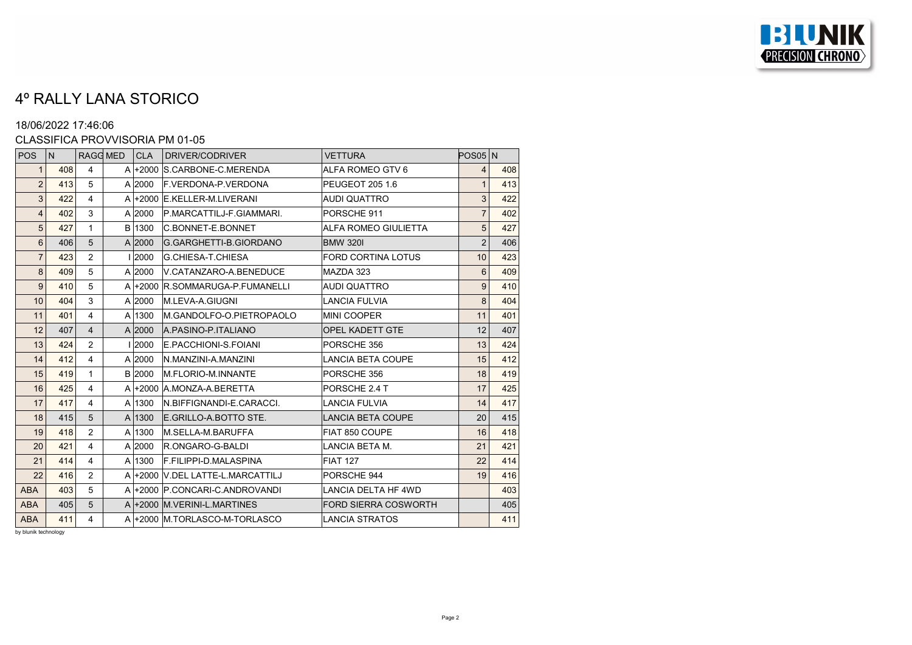# 4º RALLY LANA STORICO

18/06/2022 17:46:06

CLASSIFICA PROVVISORIA PM 01-05

| POS | N | RAGG | MED | CLA | DRIVER/CODRIVER | VETTURA | POS05 | N |
|---|---|---|---|---|---|---|---|---|
| 1 | 408 | 4 | A | +2000 | S.CARBONE-C.MERENDA | ALFA ROMEO GTV 6 | 4 | 408 |
| 2 | 413 | 5 | A | 2000 | F.VERDONA-P.VERDONA | PEUGEOT 205 1.6 | 1 | 413 |
| 3 | 422 | 4 | A | +2000 | E.KELLER-M.LIVERANI | AUDI QUATTRO | 3 | 422 |
| 4 | 402 | 3 | A | 2000 | P.MARCATTILJ-F.GIAMMARI. | PORSCHE 911 | 7 | 402 |
| 5 | 427 | 1 | B | 1300 | C.BONNET-E.BONNET | ALFA ROMEO GIULIETTA | 5 | 427 |
| 6 | 406 | 5 | A | 2000 | G.GARGHETTI-B.GIORDANO | BMW 320I | 2 | 406 |
| 7 | 423 | 2 | I | 2000 | G.CHIESA-T.CHIESA | FORD CORTINA LOTUS | 10 | 423 |
| 8 | 409 | 5 | A | 2000 | V.CATANZARO-A.BENEDUCE | MAZDA 323 | 6 | 409 |
| 9 | 410 | 5 | A | +2000 | R.SOMMARUGA-P.FUMANELLI | AUDI QUATTRO | 9 | 410 |
| 10 | 404 | 3 | A | 2000 | M.LEVA-A.GIUGNI | LANCIA FULVIA | 8 | 404 |
| 11 | 401 | 4 | A | 1300 | M.GANDOLFO-O.PIETROPAOLO | MINI COOPER | 11 | 401 |
| 12 | 407 | 4 | A | 2000 | A.PASINO-P.ITALIANO | OPEL KADETT GTE | 12 | 407 |
| 13 | 424 | 2 | I | 2000 | E.PACCHIONI-S.FOIANI | PORSCHE 356 | 13 | 424 |
| 14 | 412 | 4 | A | 2000 | N.MANZINI-A.MANZINI | LANCIA BETA COUPE | 15 | 412 |
| 15 | 419 | 1 | B | 2000 | M.FLORIO-M.INNANTE | PORSCHE 356 | 18 | 419 |
| 16 | 425 | 4 | A | +2000 | A.MONZA-A.BERETTA | PORSCHE 2.4 T | 17 | 425 |
| 17 | 417 | 4 | A | 1300 | N.BIFFIGNANDI-E.CARACCI. | LANCIA FULVIA | 14 | 417 |
| 18 | 415 | 5 | A | 1300 | E.GRILLO-A.BOTTO STE. | LANCIA BETA COUPE | 20 | 415 |
| 19 | 418 | 2 | A | 1300 | M.SELLA-M.BARUFFA | FIAT 850 COUPE | 16 | 418 |
| 20 | 421 | 4 | A | 2000 | R.ONGARO-G-BALDI | LANCIA BETA M. | 21 | 421 |
| 21 | 414 | 4 | A | 1300 | F.FILIPPI-D.MALASPINA | FIAT 127 | 22 | 414 |
| 22 | 416 | 2 | A | +2000 | V.DEL LATTE-L.MARCATTILJ | PORSCHE 944 | 19 | 416 |
| ABA | 403 | 5 | A | +2000 | P.CONCARI-C.ANDROVANDI | LANCIA DELTA HF 4WD | | 403 |
| ABA | 405 | 5 | A | +2000 | M.VERINI-L.MARTINES | FORD SIERRA COSWORTH | | 405 |
| ABA | 411 | 4 | A | +2000 | M.TORLASCO-M-TORLASCO | LANCIA STRATOS | | 411 |

by blunik technology